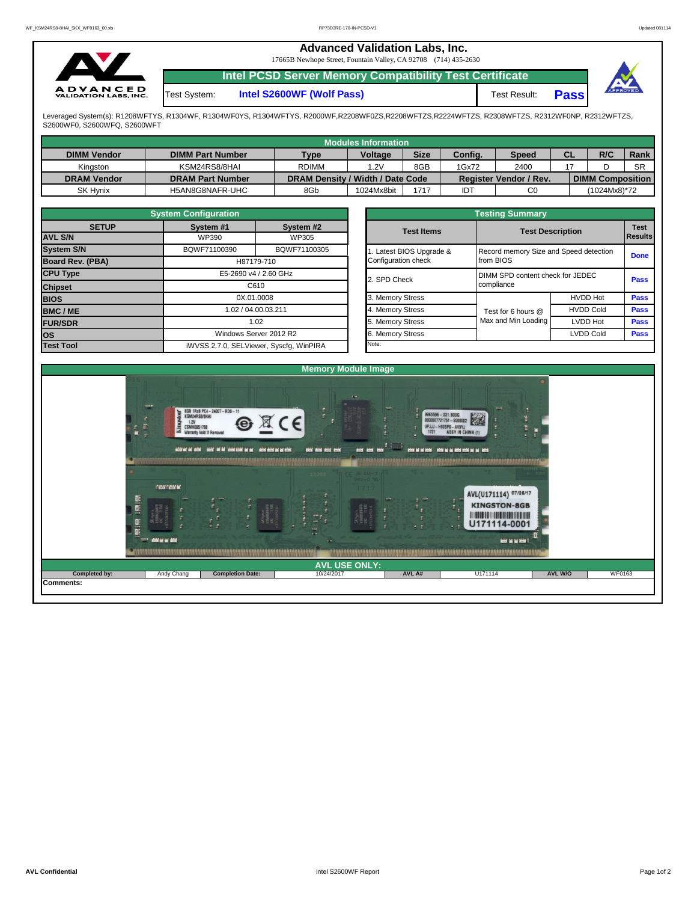# Advanced Validation Labs, Inc.

17665B Newhope Street, Fountain Valley, CA 92708 (714) 435-2630

## Intel PCSD Server Memory Compatibility Test Certificate

Test System: **Intel S2600WF (Wolf Pass)** Test Result: **Pass**

Leveraged System(s): R1208WFTYS, R1304WF, R1304WF0YS, R1304WFTYS, R2000WF,R2208WF0ZS,R2208WFTZS,R2224WFTZS, R2308WFTZS, R2312WF0NP, R2312WFTZS, S2600WF0, S2600WFQ, S2600WFT

### Modules Information

| DIMM Vendor | DIMM Part Number | Type | Voltage | Size | Config. | Speed | CL | R/C | Rank |
|---|---|---|---|---|---|---|---|---|---|
| Kingston | KSM24RS8/8HAI | RDIMM | 1.2V | 8GB | 1Gx72 | 2400 | 17 | D | SR |
| **DRAM Vendor** | **DRAM Part Number** | **DRAM Density / Width / Date Code** | | | **Register Vendor / Rev.** | | **DIMM Composition** | | |
| SK Hynix | H5AN8G8NAFR-UHC | 8Gb | 1024Mx8bit | 1717 | IDT | C0 | (1024Mx8)*72 | | |

### System Configuration

| SETUP | System #1 | System #2 |
|---|---|---|
| AVL S/N | WP390 | WP305 |
| System S/N | BQWF71100390 | BQWF71100305 |
| Board Rev. (PBA) | H87179-710 | |
| CPU Type | E5-2690 v4 / 2.60 GHz | |
| Chipset | C610 | |
| BIOS | 0X.01.0008 | |
| BMC / ME | 1.02 / 04.00.03.211 | |
| FUR/SDR | 1.02 | |
| OS | Windows Server 2012 R2 | |
| Test Tool | iWVSS 2.7.0, SELViewer, Syscfg, WinPIRA | |

### Testing Summary

| Test Items | Test Description | | Test Results |
|---|---|---|---|
| 1. Latest BIOS Upgrade & Configuration check | Record memory Size and Speed detection from BIOS | | Done |
| 2. SPD Check | DIMM SPD content check for JEDEC compliance | | Pass |
| 3. Memory Stress | Test for 6 hours @ Max and Min Loading | HVDD Hot | Pass |
| 4. Memory Stress | | HVDD Cold | Pass |
| 5. Memory Stress | | LVDD Hot | Pass |
| 6. Memory Stress | | LVDD Cold | Pass |

Note:

### Memory Module Image

### AVL USE ONLY:

| Completed by: | Andy Chang | Completion Date: | 10/24/2017 | AVL A# | U171114 | AVL W/O | WF0163 |
|---|---|---|---|---|---|---|---|

Comments: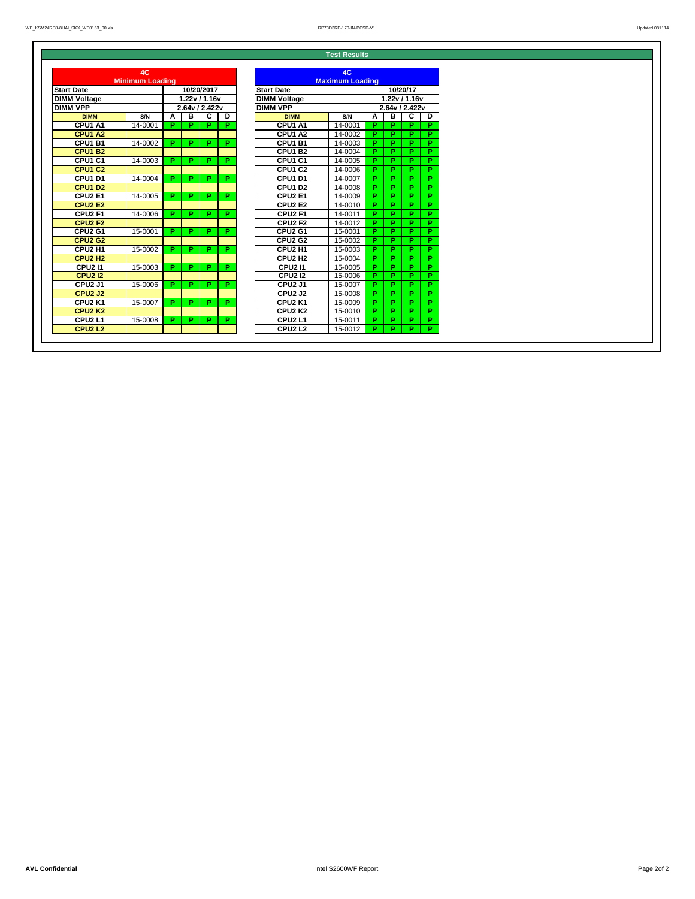## Test Results

| 4C | | | | | |
|---|---|---|---|---|---|
| **Minimum Loading** | | | | | |
| **Start Date** | | 10/20/2017 | | | |
| **DIMM Voltage** | | 1.22v / 1.16v | | | |
| **DIMM VPP** | | 2.64v / 2.422v | | | |
| **DIMM** | **S/N** | **A** | **B** | **C** | **D** |
| CPU1 A1 | 14-0001 | P | P | P | P |
| CPU1 A2 | | | | | |
| CPU1 B1 | 14-0002 | P | P | P | P |
| CPU1 B2 | | | | | |
| CPU1 C1 | 14-0003 | P | P | P | P |
| CPU1 C2 | | | | | |
| CPU1 D1 | 14-0004 | P | P | P | P |
| CPU1 D2 | | | | | |
| CPU2 E1 | 14-0005 | P | P | P | P |
| CPU2 E2 | | | | | |
| CPU2 F1 | 14-0006 | P | P | P | P |
| CPU2 F2 | | | | | |
| CPU2 G1 | 15-0001 | P | P | P | P |
| CPU2 G2 | | | | | |
| CPU2 H1 | 15-0002 | P | P | P | P |
| CPU2 H2 | | | | | |
| CPU2 I1 | 15-0003 | P | P | P | P |
| CPU2 I2 | | | | | |
| CPU2 J1 | 15-0006 | P | P | P | P |
| CPU2 J2 | | | | | |
| CPU2 K1 | 15-0007 | P | P | P | P |
| CPU2 K2 | | | | | |
| CPU2 L1 | 15-0008 | P | P | P | P |
| CPU2 L2 | | | | | |

| 4C | | | | | |
|---|---|---|---|---|---|
| **Maximum Loading** | | | | | |
| **Start Date** | | 10/20/17 | | | |
| **DIMM Voltage** | | 1.22v / 1.16v | | | |
| **DIMM VPP** | | 2.64v / 2.422v | | | |
| **DIMM** | **S/N** | **A** | **B** | **C** | **D** |
| CPU1 A1 | 14-0001 | P | P | P | P |
| CPU1 A2 | 14-0002 | P | P | P | P |
| CPU1 B1 | 14-0003 | P | P | P | P |
| CPU1 B2 | 14-0004 | P | P | P | P |
| CPU1 C1 | 14-0005 | P | P | P | P |
| CPU1 C2 | 14-0006 | P | P | P | P |
| CPU1 D1 | 14-0007 | P | P | P | P |
| CPU1 D2 | 14-0008 | P | P | P | P |
| CPU2 E1 | 14-0009 | P | P | P | P |
| CPU2 E2 | 14-0010 | P | P | P | P |
| CPU2 F1 | 14-0011 | P | P | P | P |
| CPU2 F2 | 14-0012 | P | P | P | P |
| CPU2 G1 | 15-0001 | P | P | P | P |
| CPU2 G2 | 15-0002 | P | P | P | P |
| CPU2 H1 | 15-0003 | P | P | P | P |
| CPU2 H2 | 15-0004 | P | P | P | P |
| CPU2 I1 | 15-0005 | P | P | P | P |
| CPU2 I2 | 15-0006 | P | P | P | P |
| CPU2 J1 | 15-0007 | P | P | P | P |
| CPU2 J2 | 15-0008 | P | P | P | P |
| CPU2 K1 | 15-0009 | P | P | P | P |
| CPU2 K2 | 15-0010 | P | P | P | P |
| CPU2 L1 | 15-0011 | P | P | P | P |
| CPU2 L2 | 15-0012 | P | P | P | P |